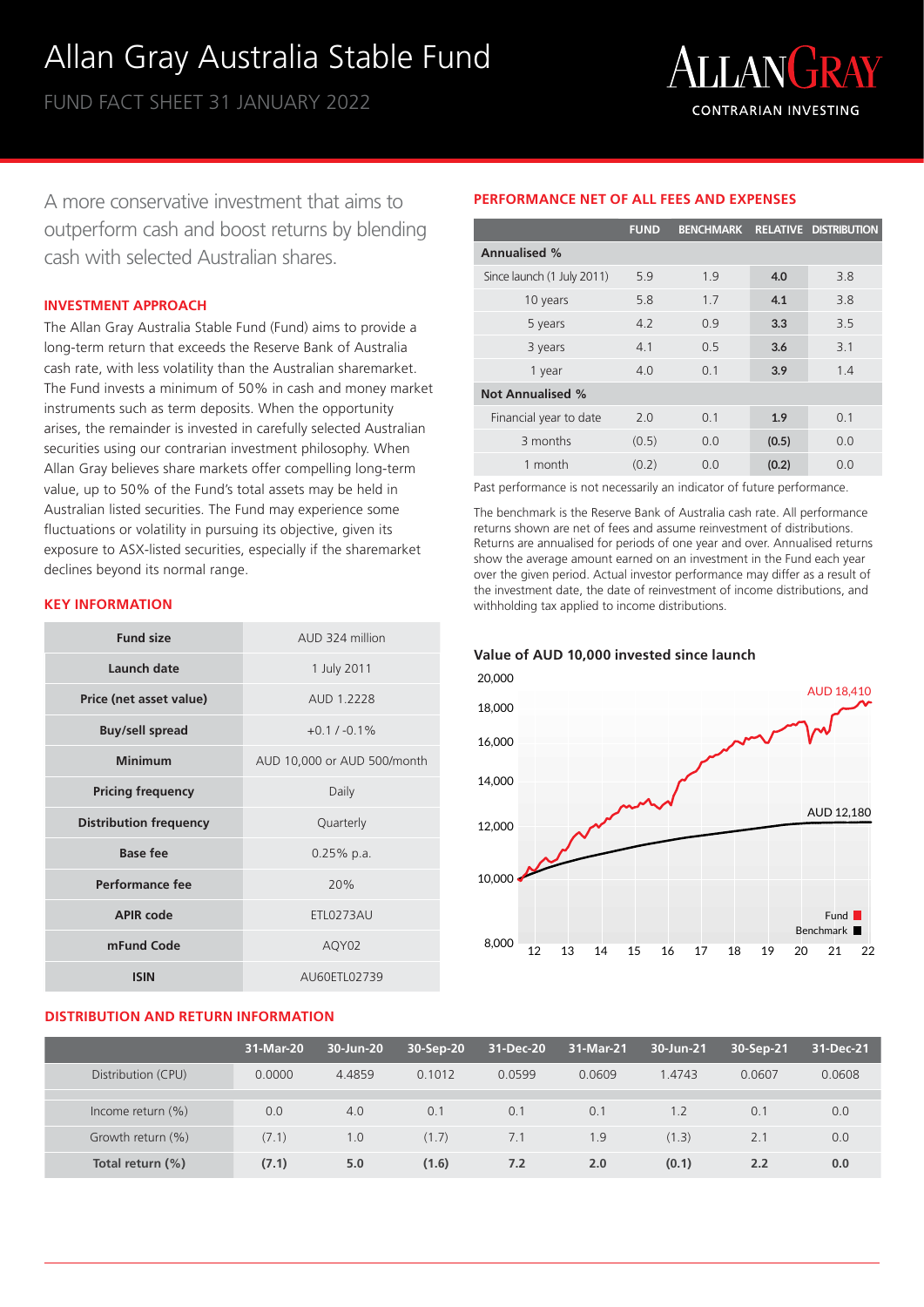# Allan Gray Australia Stable Fund

FUND FACT SHEET 31 JANUARY 2022

A more conservative investment that aims to outperform cash and boost returns by blending cash with selected Australian shares.

## INVESTMENT APPROACH

The Allan Gray Australia Stable Fund (Fund) aims to provide a long-term return that exceeds the Reserve Bank of Australia cash rate, with less volatility than the Australian sharemarket. The Fund invests a minimum of 50% in cash and money market instruments such as term deposits. When the opportunity arises, the remainder is invested in carefully selected Australian securities using our contrarian investment philosophy. When Allan Gray believes share markets offer compelling long-term value, up to 50% of the Fund's total assets may be held in Australian listed securities. The Fund may experience some fluctuations or volatility in pursuing its objective, given its exposure to ASX-listed securities, especially if the sharemarket declines beyond its normal range.

## KEY INFORMATION

| | |
|---|---|
| **Fund size** | AUD 324 million |
| **Launch date** | 1 July 2011 |
| **Price (net asset value)** | AUD 1.2228 |
| **Buy/sell spread** | +0.1 / -0.1% |
| **Minimum** | AUD 10,000 or AUD 500/month |
| **Pricing frequency** | Daily |
| **Distribution frequency** | Quarterly |
| **Base fee** | 0.25% p.a. |
| **Performance fee** | 20% |
| **APIR code** | ETL0273AU |
| **mFund Code** | AQY02 |
| **ISIN** | AU60ETL02739 |

## PERFORMANCE NET OF ALL FEES AND EXPENSES

| | FUND | BENCHMARK | RELATIVE | DISTRIBUTION |
|---|---|---|---|---|
| **Annualised %** | | | | |
| Since launch (1 July 2011) | 5.9 | 1.9 | **4.0** | 3.8 |
| 10 years | 5.8 | 1.7 | **4.1** | 3.8 |
| 5 years | 4.2 | 0.9 | **3.3** | 3.5 |
| 3 years | 4.1 | 0.5 | **3.6** | 3.1 |
| 1 year | 4.0 | 0.1 | **3.9** | 1.4 |
| **Not Annualised %** | | | | |
| Financial year to date | 2.0 | 0.1 | **1.9** | 0.1 |
| 3 months | (0.5) | 0.0 | **(0.5)** | 0.0 |
| 1 month | (0.2) | 0.0 | **(0.2)** | 0.0 |

Past performance is not necessarily an indicator of future performance.

The benchmark is the Reserve Bank of Australia cash rate. All performance returns shown are net of fees and assume reinvestment of distributions. Returns are annualised for periods of one year and over. Annualised returns show the average amount earned on an investment in the Fund each year over the given period. Actual investor performance may differ as a result of the investment date, the date of reinvestment of income distributions, and withholding tax applied to income distributions.

### Value of AUD 10,000 invested since launch

Fund: AUD 18,410; Benchmark: AUD 12,180

## DISTRIBUTION AND RETURN INFORMATION

| | 31-Mar-20 | 30-Jun-20 | 30-Sep-20 | 31-Dec-20 | 31-Mar-21 | 30-Jun-21 | 30-Sep-21 | 31-Dec-21 |
|---|---|---|---|---|---|---|---|---|
| Distribution (CPU) | 0.0000 | 4.4859 | 0.1012 | 0.0599 | 0.0609 | 1.4743 | 0.0607 | 0.0608 |
| Income return (%) | 0.0 | 4.0 | 0.1 | 0.1 | 0.1 | 1.2 | 0.1 | 0.0 |
| Growth return (%) | (7.1) | 1.0 | (1.7) | 7.1 | 1.9 | (1.3) | 2.1 | 0.0 |
| **Total return (%)** | **(7.1)** | **5.0** | **(1.6)** | **7.2** | **2.0** | **(0.1)** | **2.2** | **0.0** |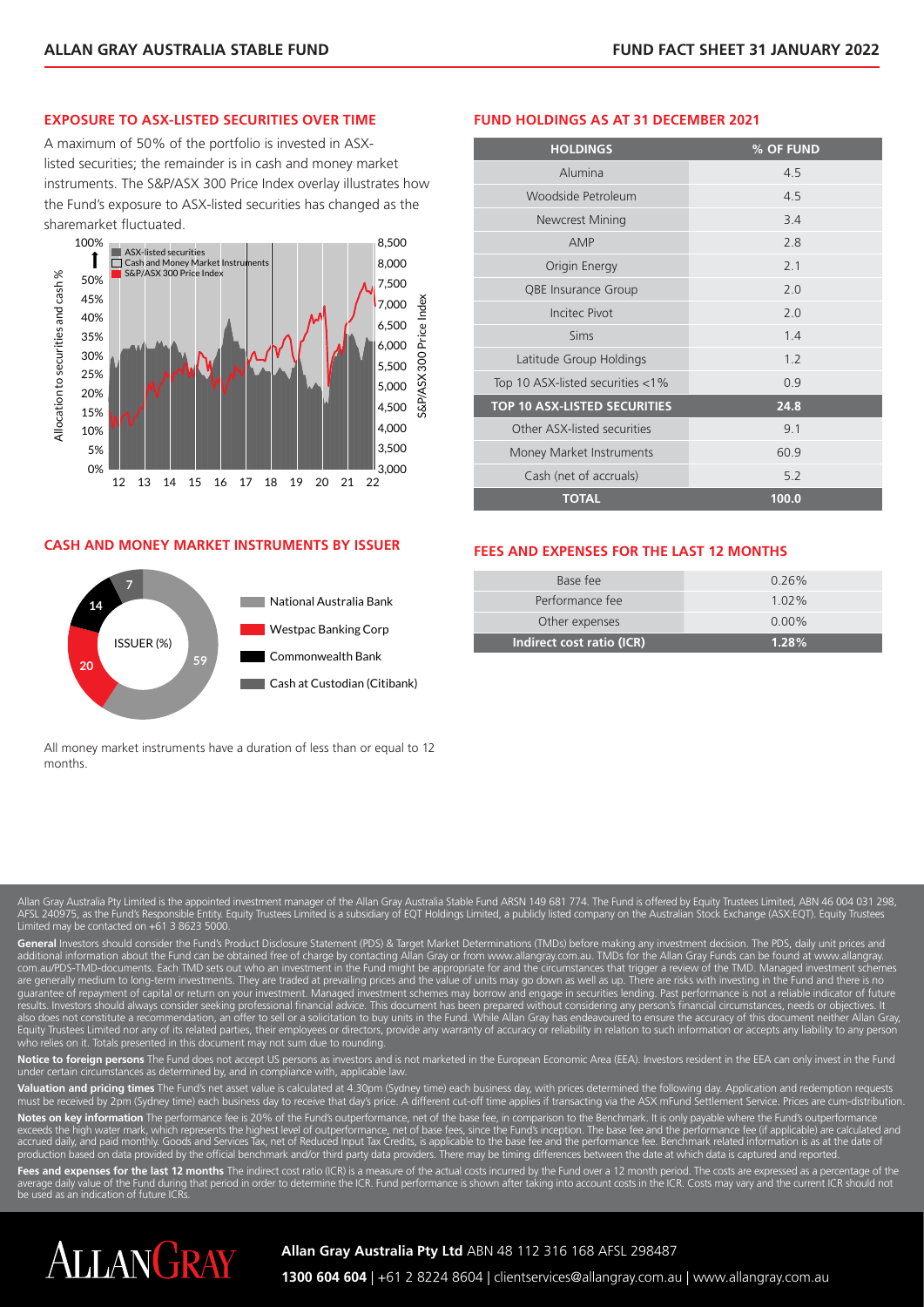## EXPOSURE TO ASX-LISTED SECURITIES OVER TIME

A maximum of 50% of the portfolio is invested in ASX-listed securities; the remainder is in cash and money market instruments. The S&P/ASX 300 Price Index overlay illustrates how the Fund's exposure to ASX-listed securities has changed as the sharemarket fluctuated.

ASX-listed securities
Cash and Money Market Instruments
S&P/ASX 300 Price Index

Allocation to securities and cash %
100%
50%
45%
40%
35%
30%
25%
20%
15%
10%
5%
0%

S&P/ASX 300 Price Index
8,500
8,000
7,500
7,000
6,500
6,000
5,500
5,000
4,500
4,000
3,500
3,000

12 13 14 15 16 17 18 19 20 21 22

## FUND HOLDINGS AS AT 31 DECEMBER 2021

| HOLDINGS | % OF FUND |
|---|---|
| Alumina | 4.5 |
| Woodside Petroleum | 4.5 |
| Newcrest Mining | 3.4 |
| AMP | 2.8 |
| Origin Energy | 2.1 |
| QBE Insurance Group | 2.0 |
| Incitec Pivot | 2.0 |
| Sims | 1.4 |
| Latitude Group Holdings | 1.2 |
| Top 10 ASX-listed securities <1% | 0.9 |
| **TOP 10 ASX-LISTED SECURITIES** | **24.8** |
| Other ASX-listed securities | 9.1 |
| Money Market Instruments | 60.9 |
| Cash (net of accruals) | 5.2 |
| **TOTAL** | **100.0** |

## CASH AND MONEY MARKET INSTRUMENTS BY ISSUER

ISSUER (%)
59
20
14
7

National Australia Bank
Westpac Banking Corp
Commonwealth Bank
Cash at Custodian (Citibank)

All money market instruments have a duration of less than or equal to 12 months.

## FEES AND EXPENSES FOR THE LAST 12 MONTHS

| | |
|---|---|
| Base fee | 0.26% |
| Performance fee | 1.02% |
| Other expenses | 0.00% |
| **Indirect cost ratio (ICR)** | **1.28%** |

Allan Gray Australia Pty Limited is the appointed investment manager of the Allan Gray Australia Stable Fund ARSN 149 681 774. The Fund is offered by Equity Trustees Limited, ABN 46 004 031 298, AFSL 240975, as the Fund's Responsible Entity. Equity Trustees Limited is a subsidiary of EQT Holdings Limited, a publicly listed company on the Australian Stock Exchange (ASX:EQT). Equity Trustees Limited may be contacted on +61 3 8623 5000.

**General** Investors should consider the Fund's Product Disclosure Statement (PDS) & Target Market Determinations (TMDs) before making any investment decision. The PDS, daily unit prices and additional information about the Fund can be obtained free of charge by contacting Allan Gray or from www.allangray.com.au. TMDs for the Allan Gray Funds can be found at www.allangray.com.au/PDS-TMD-documents. Each TMD sets out who an investment in the Fund might be appropriate for and the circumstances that trigger a review of the TMD. Managed investment schemes are generally medium to long-term investments. They are traded at prevailing prices and the value of units may go down as well as up. There are risks with investing in the Fund and there is no guarantee of repayment of capital or return on your investment. Managed investment schemes may borrow and engage in securities lending. Past performance is not a reliable indicator of future results. Investors should always consider seeking professional financial advice. This document has been prepared without considering any person's financial circumstances, needs or objectives. It also does not constitute a recommendation, an offer to sell or a solicitation to buy units in the Fund. While Allan Gray has endeavoured to ensure the accuracy of this document neither Allan Gray, Equity Trustees Limited nor any of its related parties, their employees or directors, provide any warranty of accuracy or reliability in relation to such information or accepts any liability to any person who relies on it. Totals presented in this document may not sum due to rounding.

**Notice to foreign persons** The Fund does not accept US persons as investors and is not marketed in the European Economic Area (EEA). Investors resident in the EEA can only invest in the Fund under certain circumstances as determined by, and in compliance with, applicable law.

**Valuation and pricing times** The Fund's net asset value is calculated at 4.30pm (Sydney time) each business day, with prices determined the following day. Application and redemption requests must be received by 2pm (Sydney time) each business day to receive that day's price. A different cut-off time applies if transacting via the ASX mFund Settlement Service. Prices are cum-distribution.

**Notes on key information** The performance fee is 20% of the Fund's outperformance, net of the base fee, in comparison to the Benchmark. It is only payable where the Fund's outperformance exceeds the high water mark, which represents the highest level of outperformance, net of base fees, since the Fund's inception. The base fee and the performance fee (if applicable) are calculated and accrued daily, and paid monthly. Goods and Services Tax, net of Reduced Input Tax Credits, is applicable to the base fee and the performance fee. Benchmark related information is as at the date of production based on data provided by the official benchmark and/or third party data providers. There may be timing differences between the date at which data is captured and reported.

**Fees and expenses for the last 12 months** The indirect cost ratio (ICR) is a measure of the actual costs incurred by the Fund over a 12 month period. The costs are expressed as a percentage of the average daily value of the Fund during that period in order to determine the ICR. Fund performance is shown after taking into account costs in the ICR. Costs may vary and the current ICR should not be used as an indication of future ICRs.

ALLANGRAY

**Allan Gray Australia Pty Ltd** ABN 48 112 316 168 AFSL 298487

**1300 604 604** | +61 2 8224 8604 | clientservices@allangray.com.au | www.allangray.com.au